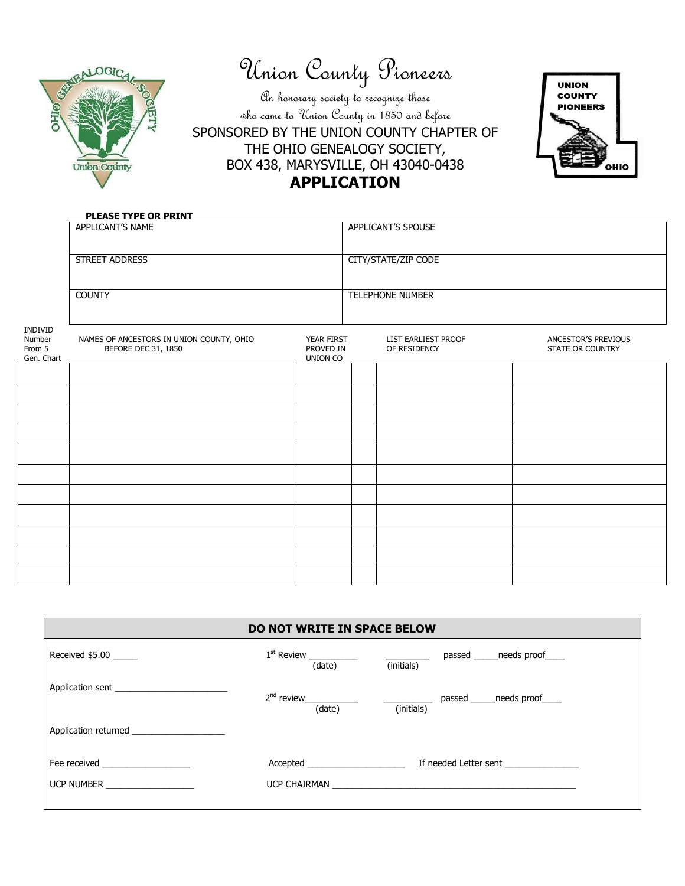# Union County Pioneers

*An honorary society to recognize those who came to Union County in 1850 and before*

SPONSORED BY THE UNION COUNTY CHAPTER OF THE OHIO GENEALOGY SOCIETY, BOX 438, MARYSVILLE, OH 43040-0438

## APPLICATION

**PLEASE TYPE OR PRINT**

| APPLICANT'S NAME | APPLICANT'S SPOUSE |
|---|---|
| STREET ADDRESS | CITY/STATE/ZIP CODE |
| COUNTY | TELEPHONE NUMBER |

| INDIVID Number From 5 Gen. Chart | NAMES OF ANCESTORS IN UNION COUNTY, OHIO BEFORE DEC 31, 1850 | YEAR FIRST PROVED IN UNION CO | | LIST EARLIEST PROOF OF RESIDENCY | ANCESTOR'S PREVIOUS STATE OR COUNTRY |
|---|---|---|---|---|---|
| | | | | | |
| | | | | | |
| | | | | | |
| | | | | | |
| | | | | | |
| | | | | | |
| | | | | | |
| | | | | | |
| | | | | | |
| | | | | | |
| | | | | | |

**DO NOT WRITE IN SPACE BELOW**

Received $5.00 _____

1st Review __________ (date) _________ (initials) passed _____needs proof____

Application sent _______________________

2nd review___________ (date) __________ (initials) passed _____needs proof____

Application returned ___________________

Fee received __________________

Accepted ____________________ If needed Letter sent _______________

UCP NUMBER __________________

UCP CHAIRMAN __________________________________________________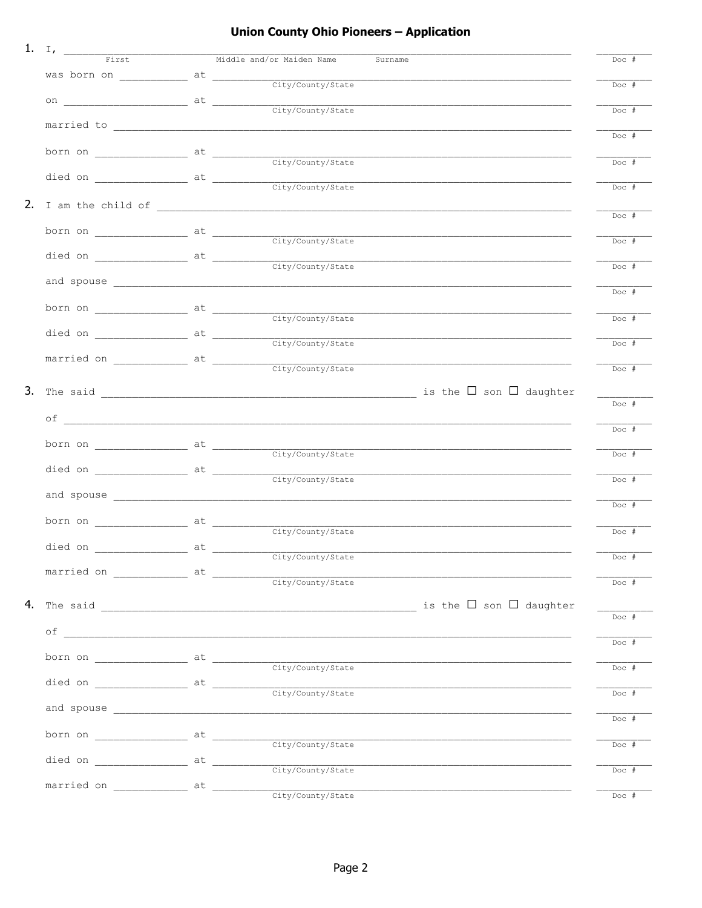# Union County Ohio Pioneers – Application

1. I, ____________________________________________ ________ Doc #
   First  Middle and/or Maiden Name  Surname

   was born on __________ at ______________________________ ________ Doc #
   City/County/State

   on __________________ at ______________________________ ________ Doc #
   City/County/State

   married to ____________________________________________ ________ Doc #

   born on ______________ at ______________________________ ________ Doc #
   City/County/State

   died on ______________ at ______________________________ ________ Doc #
   City/County/State

2. I am the child of ______________________________________ ________ Doc #

   born on ______________ at ______________________________ ________ Doc #
   City/County/State

   died on ______________ at ______________________________ ________ Doc #
   City/County/State

   and spouse ____________________________________________ ________ Doc #

   born on ______________ at ______________________________ ________ Doc #
   City/County/State

   died on ______________ at ______________________________ ________ Doc #
   City/County/State

   married on ___________ at ______________________________ ________ Doc #
   City/County/State

3. The said ________________________________ is the ☐ son ☐ daughter ________ Doc #

   of ____________________________________________________ ________ Doc #

   born on ______________ at ______________________________ ________ Doc #
   City/County/State

   died on ______________ at ______________________________ ________ Doc #
   City/County/State

   and spouse ____________________________________________ ________ Doc #

   born on ______________ at ______________________________ ________ Doc #
   City/County/State

   died on ______________ at ______________________________ ________ Doc #
   City/County/State

   married on ___________ at ______________________________ ________ Doc #
   City/County/State

4. The said ________________________________ is the ☐ son ☐ daughter ________ Doc #

   of ____________________________________________________ ________ Doc #

   born on ______________ at ______________________________ ________ Doc #
   City/County/State

   died on ______________ at ______________________________ ________ Doc #
   City/County/State

   and spouse ____________________________________________ ________ Doc #

   born on ______________ at ______________________________ ________ Doc #
   City/County/State

   died on ______________ at ______________________________ ________ Doc #
   City/County/State

   married on ___________ at ______________________________ ________ Doc #
   City/County/State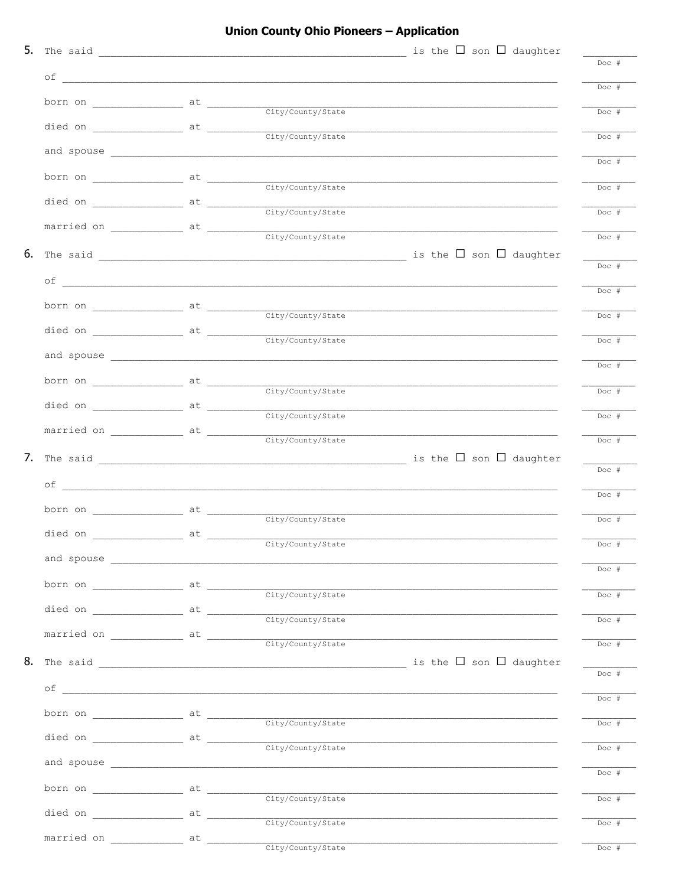## Union County Ohio Pioneers – Application

5. The said ______________________________________________ is the ☐ son ☐ daughter ________ Doc #

   of ______________________________________________________________________________ ________ Doc #

   born on ______________ at ______________________________________________________ ________ Doc #
   City/County/State

   died on ______________ at ______________________________________________________ ________ Doc #
   City/County/State

   and spouse ______________________________________________________________________ ________ Doc #

   born on ______________ at ______________________________________________________ ________ Doc #
   City/County/State

   died on ______________ at ______________________________________________________ ________ Doc #
   City/County/State

   married on ___________ at ______________________________________________________ ________ Doc #
   City/County/State

6. The said ______________________________________________ is the ☐ son ☐ daughter ________ Doc #

   of ______________________________________________________________________________ ________ Doc #

   born on ______________ at ______________________________________________________ ________ Doc #
   City/County/State

   died on ______________ at ______________________________________________________ ________ Doc #
   City/County/State

   and spouse ______________________________________________________________________ ________ Doc #

   born on ______________ at ______________________________________________________ ________ Doc #
   City/County/State

   died on ______________ at ______________________________________________________ ________ Doc #
   City/County/State

   married on ___________ at ______________________________________________________ ________ Doc #
   City/County/State

7. The said ______________________________________________ is the ☐ son ☐ daughter ________ Doc #

   of ______________________________________________________________________________ ________ Doc #

   born on ______________ at ______________________________________________________ ________ Doc #
   City/County/State

   died on ______________ at ______________________________________________________ ________ Doc #
   City/County/State

   and spouse ______________________________________________________________________ ________ Doc #

   born on ______________ at ______________________________________________________ ________ Doc #
   City/County/State

   died on ______________ at ______________________________________________________ ________ Doc #
   City/County/State

   married on ___________ at ______________________________________________________ ________ Doc #
   City/County/State

8. The said ______________________________________________ is the ☐ son ☐ daughter ________ Doc #

   of ______________________________________________________________________________ ________ Doc #

   born on ______________ at ______________________________________________________ ________ Doc #
   City/County/State

   died on ______________ at ______________________________________________________ ________ Doc #
   City/County/State

   and spouse ______________________________________________________________________ ________ Doc #

   born on ______________ at ______________________________________________________ ________ Doc #
   City/County/State

   died on ______________ at ______________________________________________________ ________ Doc #
   City/County/State

   married on ___________ at ______________________________________________________ ________ Doc #
   City/County/State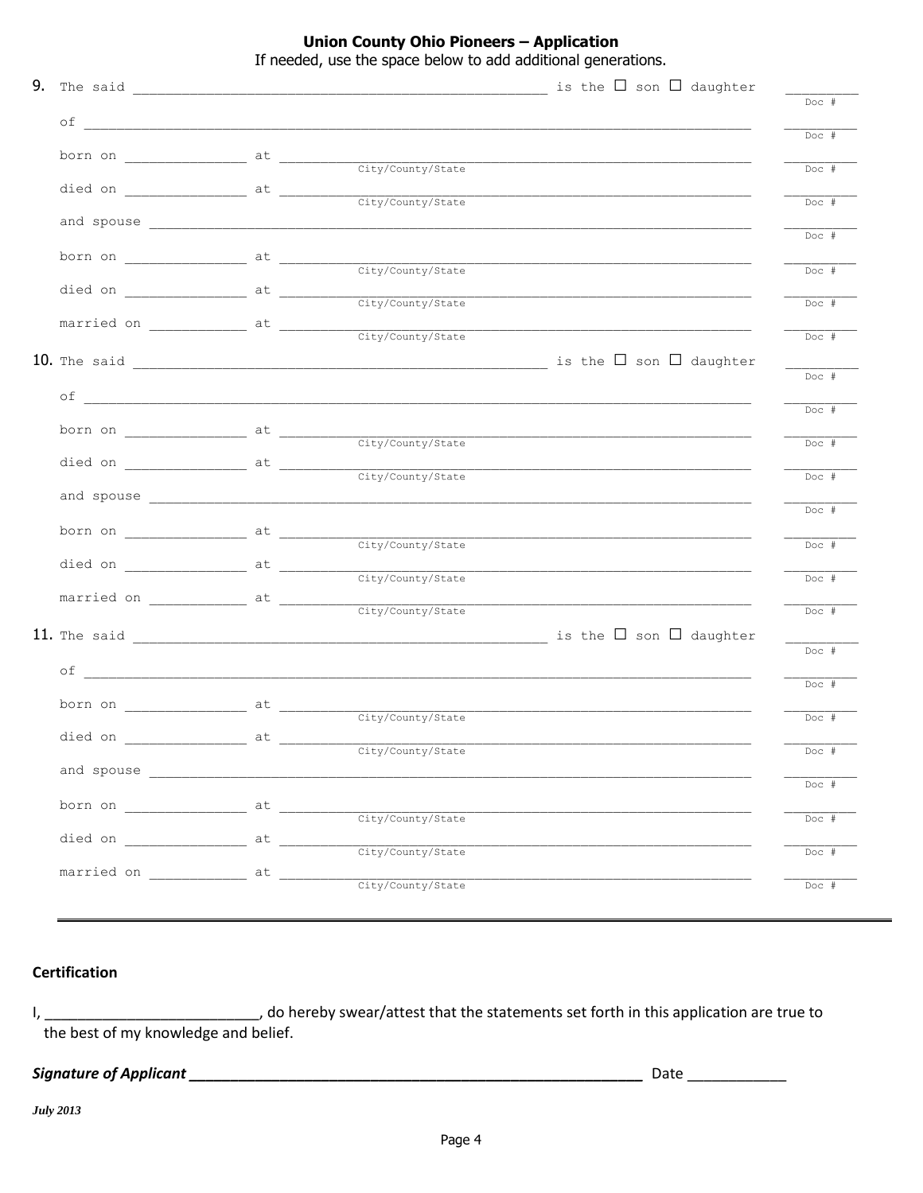## Union County Ohio Pioneers – Application

If needed, use the space below to add additional generations.

**9.** The said ______________________________________________ is the ☐ son ☐ daughter ________ Doc #

of ____________________________________________________________________________ ________ Doc #

born on _____________ at ____________________________________________ ________ Doc #
City/County/State

died on _____________ at ____________________________________________ ________ Doc #
City/County/State

and spouse ____________________________________________________________________ ________ Doc #

born on _____________ at ____________________________________________ ________ Doc #
City/County/State

died on _____________ at ____________________________________________ ________ Doc #
City/County/State

married on ___________ at ____________________________________________ ________ Doc #
City/County/State

**10.** The said ______________________________________________ is the ☐ son ☐ daughter ________ Doc #

of ____________________________________________________________________________ ________ Doc #

born on _____________ at ____________________________________________ ________ Doc #
City/County/State

died on _____________ at ____________________________________________ ________ Doc #
City/County/State

and spouse ____________________________________________________________________ ________ Doc #

born on _____________ at ____________________________________________ ________ Doc #
City/County/State

died on _____________ at ____________________________________________ ________ Doc #
City/County/State

married on ___________ at ____________________________________________ ________ Doc #
City/County/State

**11.** The said ______________________________________________ is the ☐ son ☐ daughter ________ Doc #

of ____________________________________________________________________________ ________ Doc #

born on _____________ at ____________________________________________ ________ Doc #
City/County/State

died on _____________ at ____________________________________________ ________ Doc #
City/County/State

and spouse ____________________________________________________________________ ________ Doc #

born on _____________ at ____________________________________________ ________ Doc #
City/County/State

died on _____________ at ____________________________________________ ________ Doc #
City/County/State

married on ___________ at ____________________________________________ ________ Doc #
City/County/State

---

**Certification**

I, __________________________, do hereby swear/attest that the statements set forth in this application are true to the best of my knowledge and belief.

***Signature of Applicant*** ________________________________________________ Date ____________

***July 2013***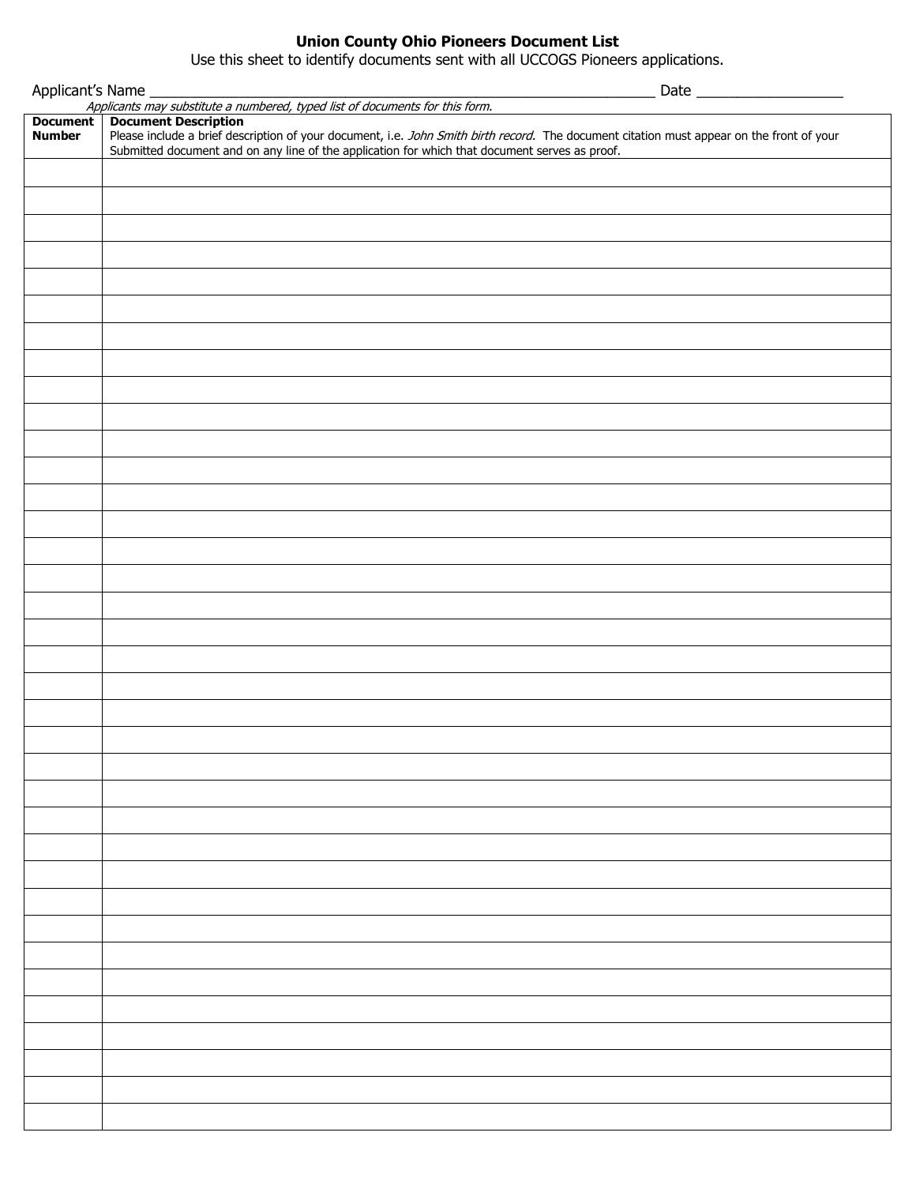**Union County Ohio Pioneers Document List**

Use this sheet to identify documents sent with all UCCOGS Pioneers applications.

Applicant's Name ________________________________________________________________ Date ___________________

*Applicants may substitute a numbered, typed list of documents for this form.*

| **Document Number** | **Document Description**<br>Please include a brief description of your document, i.e. *John Smith birth record.* The document citation must appear on the front of your Submitted document and on any line of the application for which that document serves as proof. |
|---|---|
| | |
| | |
| | |
| | |
| | |
| | |
| | |
| | |
| | |
| | |
| | |
| | |
| | |
| | |
| | |
| | |
| | |
| | |
| | |
| | |
| | |
| | |
| | |
| | |
| | |
| | |
| | |
| | |
| | |
| | |
| | |
| | |
| | |
| | |
| | |
| | |
| | |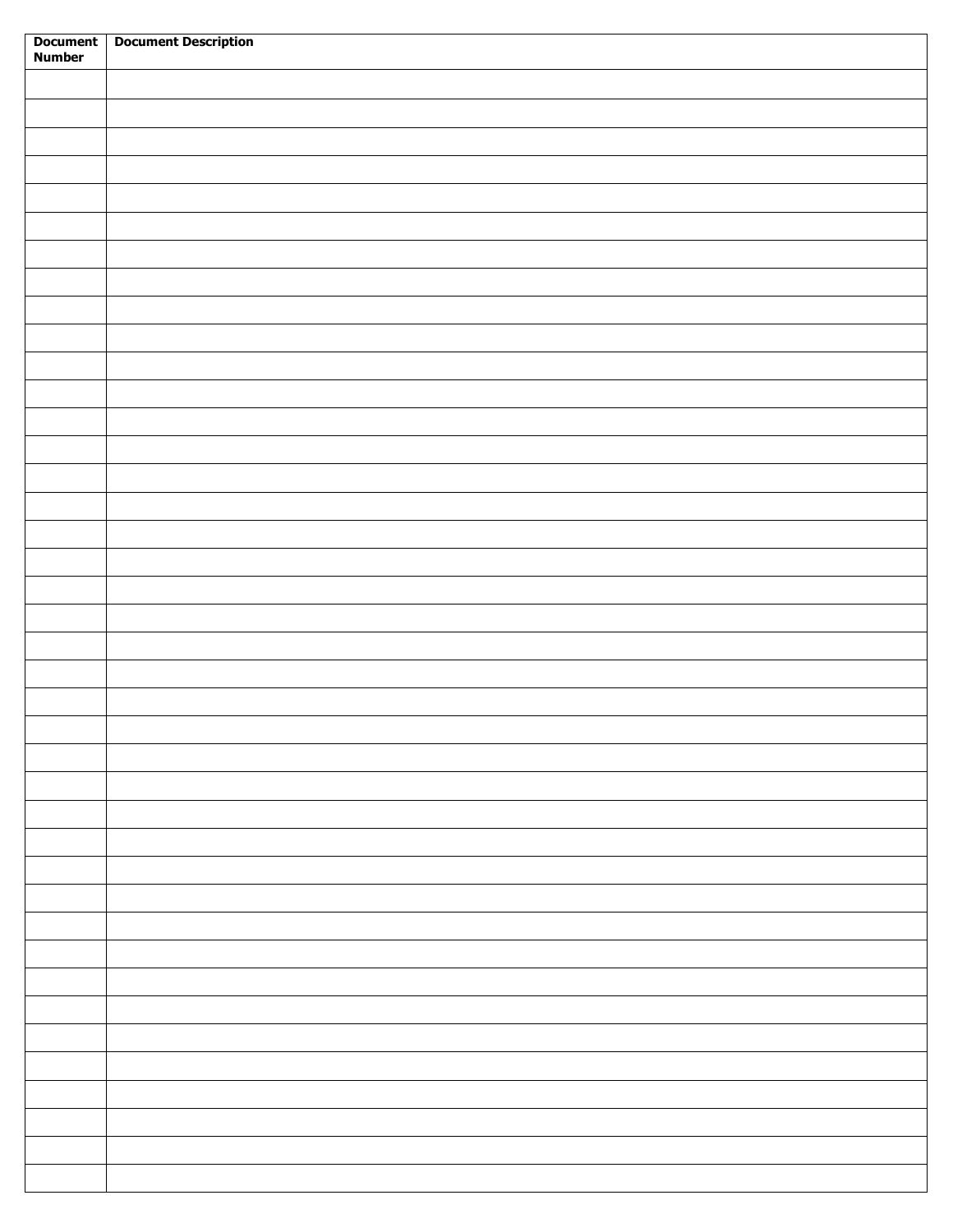| Document Number | Document Description |
|---|---|
| | |
| | |
| | |
| | |
| | |
| | |
| | |
| | |
| | |
| | |
| | |
| | |
| | |
| | |
| | |
| | |
| | |
| | |
| | |
| | |
| | |
| | |
| | |
| | |
| | |
| | |
| | |
| | |
| | |
| | |
| | |
| | |
| | |
| | |
| | |
| | |
| | |
| | |
| | |
| | |
| | |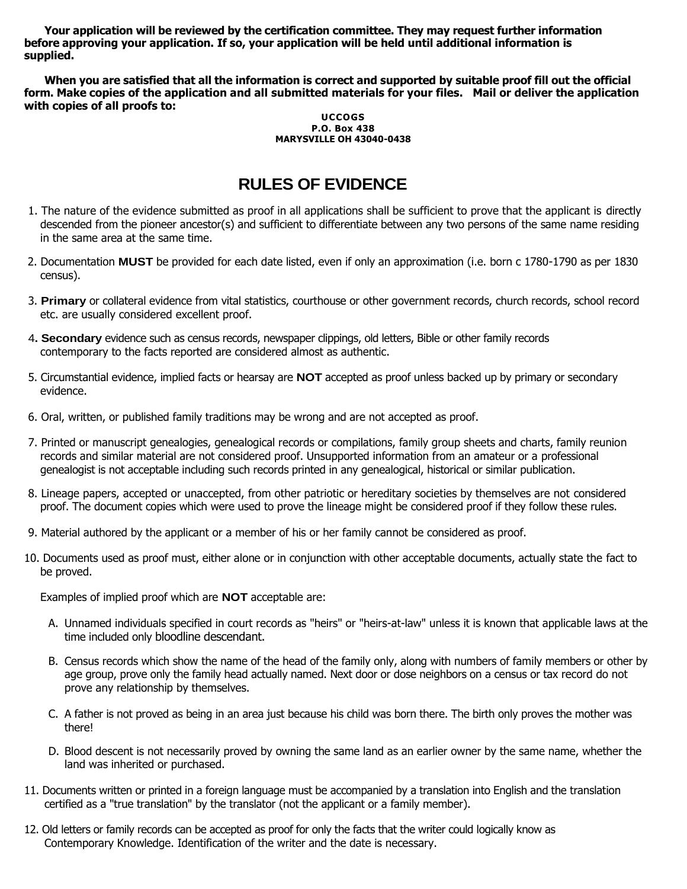**Your application will be reviewed by the certification committee. They may request further information before approving your application. If so, your application will be held until additional information is supplied.**

**When you are satisfied that all the information is correct and supported by suitable proof fill out the official form. Make copies of the application and all submitted materials for your files. Mail or deliver the application with copies of all proofs to:**

**UCCOGS**
**P.O. Box 438**
**MARYSVILLE OH 43040-0438**

# RULES OF EVIDENCE

1. The nature of the evidence submitted as proof in all applications shall be sufficient to prove that the applicant is directly descended from the pioneer ancestor(s) and sufficient to differentiate between any two persons of the same name residing in the same area at the same time.

2. Documentation **MUST** be provided for each date listed, even if only an approximation (i.e. born c 1780-1790 as per 1830 census).

3. **Primary** or collateral evidence from vital statistics, courthouse or other government records, church records, school record etc. are usually considered excellent proof.

4. **Secondary** evidence such as census records, newspaper clippings, old letters, Bible or other family records contemporary to the facts reported are considered almost as authentic.

5. Circumstantial evidence, implied facts or hearsay are **NOT** accepted as proof unless backed up by primary or secondary evidence.

6. Oral, written, or published family traditions may be wrong and are not accepted as proof.

7. Printed or manuscript genealogies, genealogical records or compilations, family group sheets and charts, family reunion records and similar material are not considered proof. Unsupported information from an amateur or a professional genealogist is not acceptable including such records printed in any genealogical, historical or similar publication.

8. Lineage papers, accepted or unaccepted, from other patriotic or hereditary societies by themselves are not considered proof. The document copies which were used to prove the lineage might be considered proof if they follow these rules.

9. Material authored by the applicant or a member of his or her family cannot be considered as proof.

10. Documents used as proof must, either alone or in conjunction with other acceptable documents, actually state the fact to be proved.

    Examples of implied proof which are **NOT** acceptable are:

    A. Unnamed individuals specified in court records as "heirs" or "heirs-at-law" unless it is known that applicable laws at the time included only bloodline descendant.

    B. Census records which show the name of the head of the family only, along with numbers of family members or other by age group, prove only the family head actually named. Next door or dose neighbors on a census or tax record do not prove any relationship by themselves.

    C. A father is not proved as being in an area just because his child was born there. The birth only proves the mother was there!

    D. Blood descent is not necessarily proved by owning the same land as an earlier owner by the same name, whether the land was inherited or purchased.

11. Documents written or printed in a foreign language must be accompanied by a translation into English and the translation certified as a "true translation" by the translator (not the applicant or a family member).

12. Old letters or family records can be accepted as proof for only the facts that the writer could logically know as Contemporary Knowledge. Identification of the writer and the date is necessary.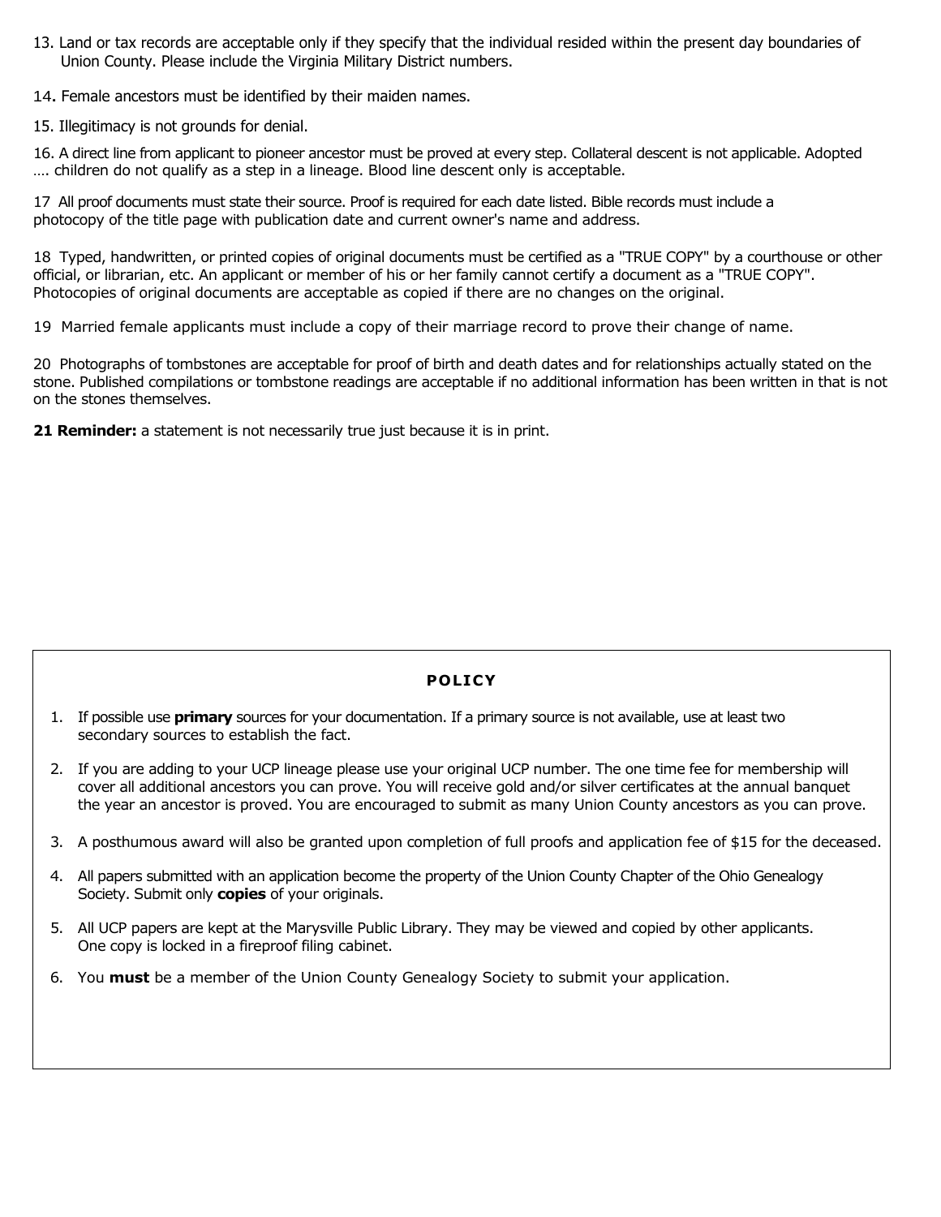13. Land or tax records are acceptable only if they specify that the individual resided within the present day boundaries of Union County. Please include the Virginia Military District numbers.

14. Female ancestors must be identified by their maiden names.

15. Illegitimacy is not grounds for denial.

16. A direct line from applicant to pioneer ancestor must be proved at every step. Collateral descent is not applicable. Adopted …. children do not qualify as a step in a lineage. Blood line descent only is acceptable.

17 All proof documents must state their source. Proof is required for each date listed. Bible records must include a photocopy of the title page with publication date and current owner's name and address.

18 Typed, handwritten, or printed copies of original documents must be certified as a "TRUE COPY" by a courthouse or other official, or librarian, etc. An applicant or member of his or her family cannot certify a document as a "TRUE COPY". Photocopies of original documents are acceptable as copied if there are no changes on the original.

19 Married female applicants must include a copy of their marriage record to prove their change of name.

20 Photographs of tombstones are acceptable for proof of birth and death dates and for relationships actually stated on the stone. Published compilations or tombstone readings are acceptable if no additional information has been written in that is not on the stones themselves.

**21 Reminder:** a statement is not necessarily true just because it is in print.

**POLICY**

1. If possible use **primary** sources for your documentation. If a primary source is not available, use at least two secondary sources to establish the fact.
2. If you are adding to your UCP lineage please use your original UCP number. The one time fee for membership will cover all additional ancestors you can prove. You will receive gold and/or silver certificates at the annual banquet the year an ancestor is proved. You are encouraged to submit as many Union County ancestors as you can prove.
3. A posthumous award will also be granted upon completion of full proofs and application fee of $15 for the deceased.
4. All papers submitted with an application become the property of the Union County Chapter of the Ohio Genealogy Society. Submit only **copies** of your originals.
5. All UCP papers are kept at the Marysville Public Library. They may be viewed and copied by other applicants. One copy is locked in a fireproof filing cabinet.
6. You **must** be a member of the Union County Genealogy Society to submit your application.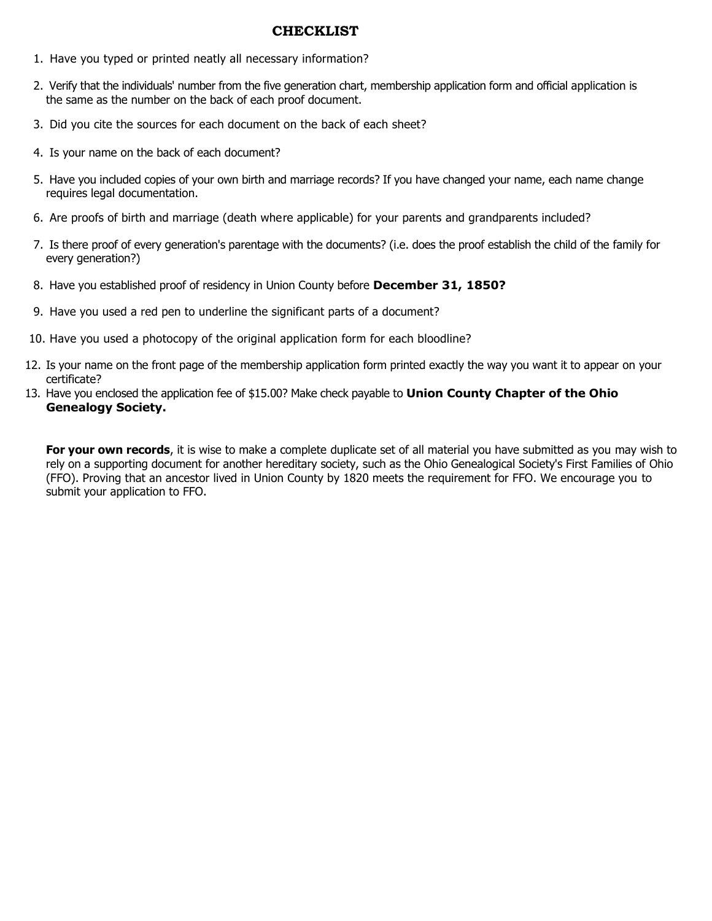## CHECKLIST

1. Have you typed or printed neatly all necessary information?
2. Verify that the individuals' number from the five generation chart, membership application form and official application is the same as the number on the back of each proof document.
3. Did you cite the sources for each document on the back of each sheet?
4. Is your name on the back of each document?
5. Have you included copies of your own birth and marriage records? If you have changed your name, each name change requires legal documentation.
6. Are proofs of birth and marriage (death where applicable) for your parents and grandparents included?
7. Is there proof of every generation's parentage with the documents? (i.e. does the proof establish the child of the family for every generation?)
8. Have you established proof of residency in Union County before **December 31, 1850?**
9. Have you used a red pen to underline the significant parts of a document?
10. Have you used a photocopy of the original application form for each bloodline?

12. Is your name on the front page of the membership application form printed exactly the way you want it to appear on your certificate?
13. Have you enclosed the application fee of $15.00? Make check payable to **Union County Chapter of the Ohio Genealogy Society.**

**For your own records**, it is wise to make a complete duplicate set of all material you have submitted as you may wish to rely on a supporting document for another hereditary society, such as the Ohio Genealogical Society's First Families of Ohio (FFO). Proving that an ancestor lived in Union County by 1820 meets the requirement for FFO. We encourage you to submit your application to FFO.